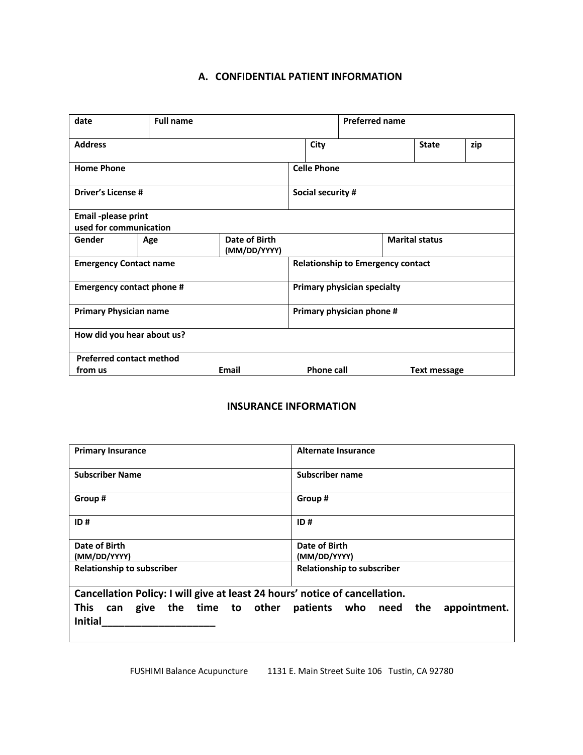## A. CONFIDENTIAL PATIENT INFORMATION

| date | Full name | | Preferred name | |
|---|---|---|---|---|
| **Address** | | **City** | **State** | **zip** |
| **Home Phone** | | **Celle Phone** | | |
| **Driver's License #** | | **Social security #** | | |
| **Email -please print used for communication** | | | | |
| **Gender** | **Age** | **Date of Birth (MM/DD/YYYY)** | | **Marital status** |
| **Emergency Contact name** | | **Relationship to Emergency contact** | | |
| **Emergency contact phone #** | | **Primary physician specialty** | | |
| **Primary Physician name** | | **Primary physician phone #** | | |
| **How did you hear about us?** | | | | |
| **Preferred contact method from us** | **Email** | **Phone call** | **Text message** | |

## INSURANCE INFORMATION

| Primary Insurance | Alternate Insurance |
|---|---|
| **Subscriber Name** | **Subscriber name** |
| **Group #** | **Group #** |
| **ID #** | **ID #** |
| **Date of Birth (MM/DD/YYYY)** | **Date of Birth (MM/DD/YYYY)** |
| **Relationship to subscriber** | **Relationship to subscriber** |

**Cancellation Policy: I will give at least 24 hours' notice of cancellation.**
**This can give the time to other patients who need the appointment.**
**Initial____________________**

FUSHIMI Balance Acupuncture 1131 E. Main Street Suite 106 Tustin, CA 92780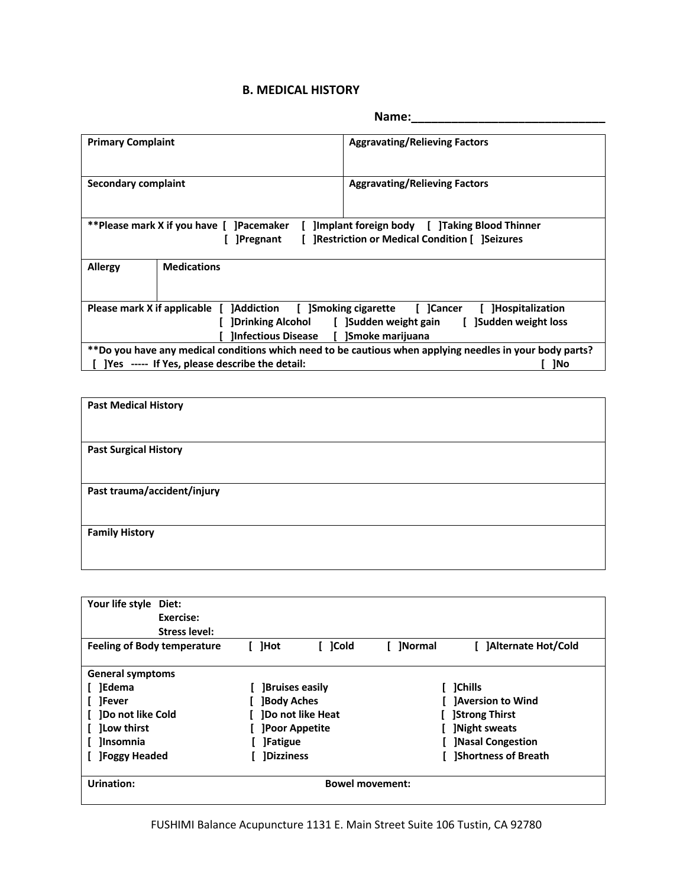## B. MEDICAL HISTORY

**Name:______________________________**

| **Primary Complaint** | **Aggravating/Relieving Factors** |
|---|---|
| **Secondary complaint** | **Aggravating/Relieving Factors** |

**Please mark X if you have [ ]Pacemaker [ ]Implant foreign body [ ]Taking Blood Thinner [ ]Pregnant [ ]Restriction or Medical Condition [ ]Seizures**

| **Allergy** | **Medications** |
|---|---|
| | |

**Please mark X if applicable [ ]Addiction [ ]Smoking cigarette [ ]Cancer [ ]Hospitalization [ ]Drinking Alcohol [ ]Sudden weight gain [ ]Sudden weight loss [ ]Infectious Disease [ ]Smoke marijuana**

****Do you have any medical conditions which need to be cautious when applying needles in your body parts?**
**[ ]Yes ----- If Yes, please describe the detail: [ ]No**

**Past Medical History**

**Past Surgical History**

**Past trauma/accident/injury**

**Family History**

**Your life style** **Diet:**
**Exercise:**
**Stress level:**

**Feeling of Body temperature** **[ ]Hot [ ]Cold [ ]Normal [ ]Alternate Hot/Cold**

**General symptoms**

| | | |
|---|---|---|
| **[ ]Edema** | **[ ]Bruises easily** | **[ ]Chills** |
| **[ ]Fever** | **[ ]Body Aches** | **[ ]Aversion to Wind** |
| **[ ]Do not like Cold** | **[ ]Do not like Heat** | **[ ]Strong Thirst** |
| **[ ]Low thirst** | **[ ]Poor Appetite** | **[ ]Night sweats** |
| **[ ]Insomnia** | **[ ]Fatigue** | **[ ]Nasal Congestion** |
| **[ ]Foggy Headed** | **[ ]Dizziness** | **[ ]Shortness of Breath** |

**Urination:** **Bowel movement:**

FUSHIMI Balance Acupuncture 1131 E. Main Street Suite 106 Tustin, CA 92780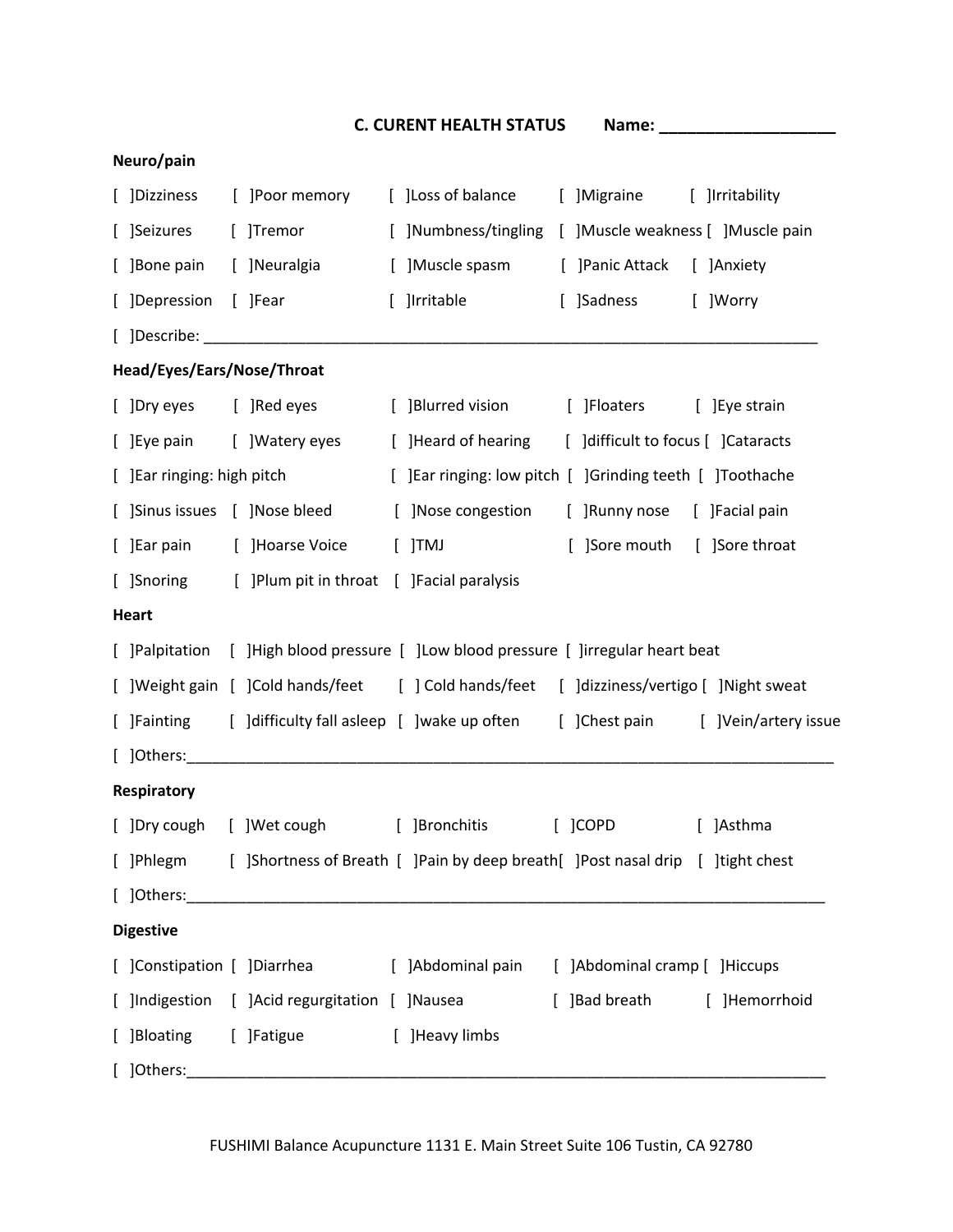## C. CURENT HEALTH STATUS        Name: ___________________

**Neuro/pain**

[ ]Dizziness [ ]Poor memory [ ]Loss of balance [ ]Migraine [ ]Irritability

[ ]Seizures [ ]Tremor [ ]Numbness/tingling [ ]Muscle weakness [ ]Muscle pain

[ ]Bone pain [ ]Neuralgia [ ]Muscle spasm [ ]Panic Attack [ ]Anxiety

[ ]Depression [ ]Fear [ ]Irritable [ ]Sadness [ ]Worry

[ ]Describe: ___________________________________________________________________________

**Head/Eyes/Ears/Nose/Throat**

[ ]Dry eyes [ ]Red eyes [ ]Blurred vision [ ]Floaters [ ]Eye strain

[ ]Eye pain [ ]Watery eyes [ ]Heard of hearing [ ]difficult to focus [ ]Cataracts

[ ]Ear ringing: high pitch [ ]Ear ringing: low pitch [ ]Grinding teeth [ ]Toothache

[ ]Sinus issues [ ]Nose bleed [ ]Nose congestion [ ]Runny nose [ ]Facial pain

[ ]Ear pain [ ]Hoarse Voice [ ]TMJ [ ]Sore mouth [ ]Sore throat

[ ]Snoring [ ]Plum pit in throat [ ]Facial paralysis

**Heart**

[ ]Palpitation [ ]High blood pressure [ ]Low blood pressure [ ]irregular heart beat

[ ]Weight gain [ ]Cold hands/feet [ ] Cold hands/feet [ ]dizziness/vertigo [ ]Night sweat

[ ]Fainting [ ]difficulty fall asleep [ ]wake up often [ ]Chest pain [ ]Vein/artery issue

[ ]Others:_______________________________________________________________________________

**Respiratory**

[ ]Dry cough [ ]Wet cough [ ]Bronchitis [ ]COPD [ ]Asthma

[ ]Phlegm [ ]Shortness of Breath [ ]Pain by deep breath[ ]Post nasal drip [ ]tight chest

[ ]Others:_______________________________________________________________________________

**Digestive**

[ ]Constipation [ ]Diarrhea [ ]Abdominal pain [ ]Abdominal cramp [ ]Hiccups

[ ]Indigestion [ ]Acid regurgitation [ ]Nausea [ ]Bad breath [ ]Hemorrhoid

[ ]Bloating [ ]Fatigue [ ]Heavy limbs

[ ]Others:_______________________________________________________________________________

FUSHIMI Balance Acupuncture 1131 E. Main Street Suite 106 Tustin, CA 92780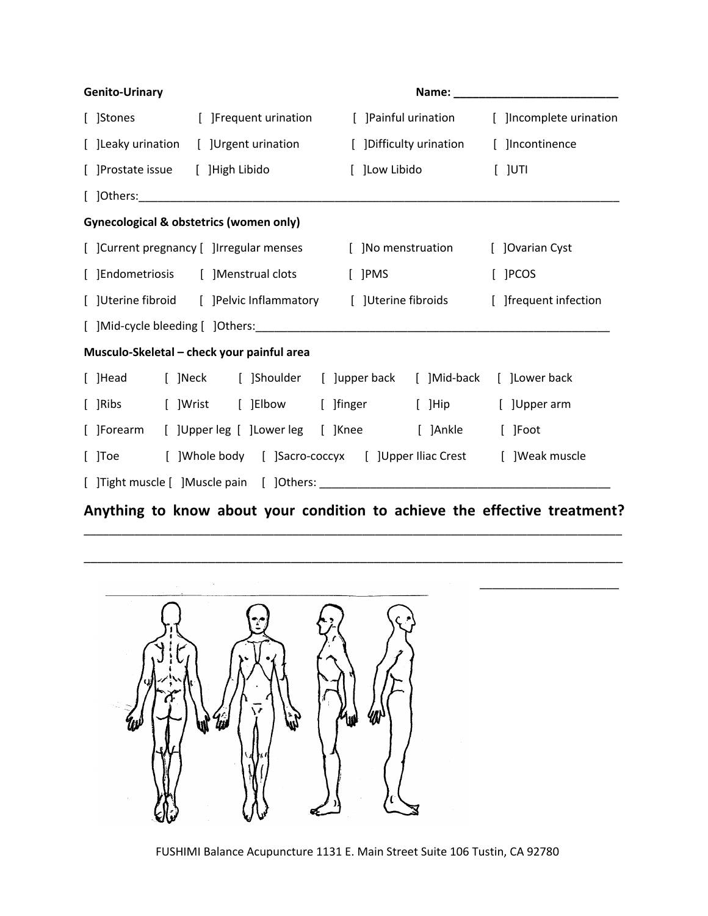**Genito-Urinary** **Name: ___________________________**

[ ]Stones [ ]Frequent urination [ ]Painful urination [ ]Incomplete urination

[ ]Leaky urination [ ]Urgent urination [ ]Difficulty urination [ ]Incontinence

[ ]Prostate issue [ ]High Libido [ ]Low Libido [ ]UTI

[ ]Others:_______________________________________________________________________________

**Gynecological & obstetrics (women only)**

[ ]Current pregnancy [ ]Irregular menses [ ]No menstruation [ ]Ovarian Cyst

[ ]Endometriosis [ ]Menstrual clots [ ]PMS [ ]PCOS

[ ]Uterine fibroid [ ]Pelvic Inflammatory [ ]Uterine fibroids [ ]frequent infection

[ ]Mid-cycle bleeding [ ]Others:_________________________________________________________

**Musculo-Skeletal – check your painful area**

[ ]Head [ ]Neck [ ]Shoulder [ ]upper back [ ]Mid-back [ ]Lower back

[ ]Ribs [ ]Wrist [ ]Elbow [ ]finger [ ]Hip [ ]Upper arm

[ ]Forearm [ ]Upper leg [ ]Lower leg [ ]Knee [ ]Ankle [ ]Foot

[ ]Toe [ ]Whole body [ ]Sacro-coccyx [ ]Upper Iliac Crest [ ]Weak muscle

[ ]Tight muscle [ ]Muscle pain [ ]Others: _______________________________________________

## Anything to know about your condition to achieve the effective treatment?

_________________________________________________________________________________

_________________________________________________________________________________

_____________________

FUSHIMI Balance Acupuncture 1131 E. Main Street Suite 106 Tustin, CA 92780